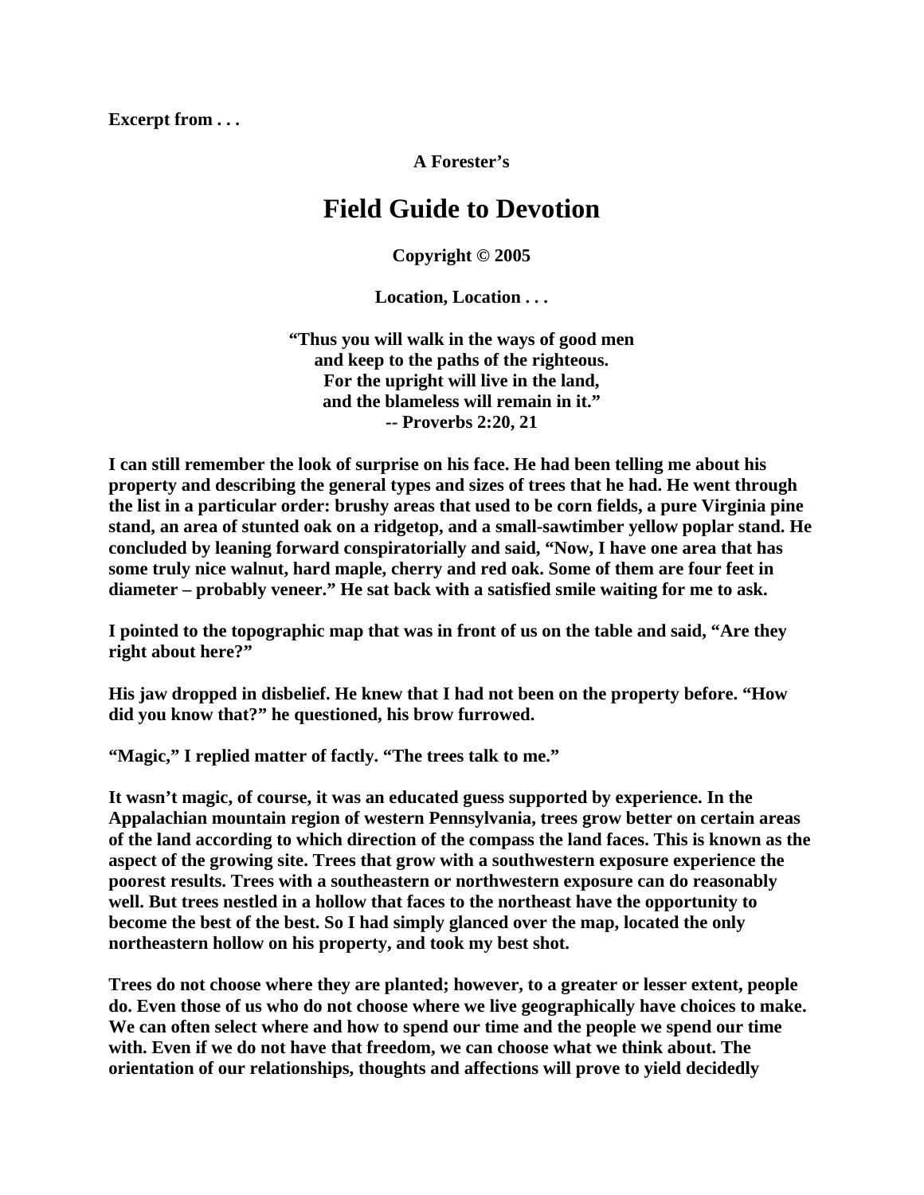**Excerpt from . . .**

**A Forester's**

# Field Guide to Devotion

**Copyright © 2005**

## Location, Location . . .

**"Thus you will walk in the ways of good men**
**and keep to the paths of the righteous.**
**For the upright will live in the land,**
**and the blameless will remain in it."**
**-- Proverbs 2:20, 21**

**I can still remember the look of surprise on his face. He had been telling me about his property and describing the general types and sizes of trees that he had. He went through the list in a particular order: brushy areas that used to be corn fields, a pure Virginia pine stand, an area of stunted oak on a ridgetop, and a small-sawtimber yellow poplar stand. He concluded by leaning forward conspiratorially and said, "Now, I have one area that has some truly nice walnut, hard maple, cherry and red oak. Some of them are four feet in diameter – probably veneer." He sat back with a satisfied smile waiting for me to ask.**

**I pointed to the topographic map that was in front of us on the table and said, "Are they right about here?"**

**His jaw dropped in disbelief. He knew that I had not been on the property before. "How did you know that?" he questioned, his brow furrowed.**

**"Magic," I replied matter of factly. "The trees talk to me."**

**It wasn't magic, of course, it was an educated guess supported by experience. In the Appalachian mountain region of western Pennsylvania, trees grow better on certain areas of the land according to which direction of the compass the land faces. This is known as the aspect of the growing site. Trees that grow with a southwestern exposure experience the poorest results. Trees with a southeastern or northwestern exposure can do reasonably well. But trees nestled in a hollow that faces to the northeast have the opportunity to become the best of the best. So I had simply glanced over the map, located the only northeastern hollow on his property, and took my best shot.**

**Trees do not choose where they are planted; however, to a greater or lesser extent, people do. Even those of us who do not choose where we live geographically have choices to make. We can often select where and how to spend our time and the people we spend our time with. Even if we do not have that freedom, we can choose what we think about. The orientation of our relationships, thoughts and affections will prove to yield decidedly**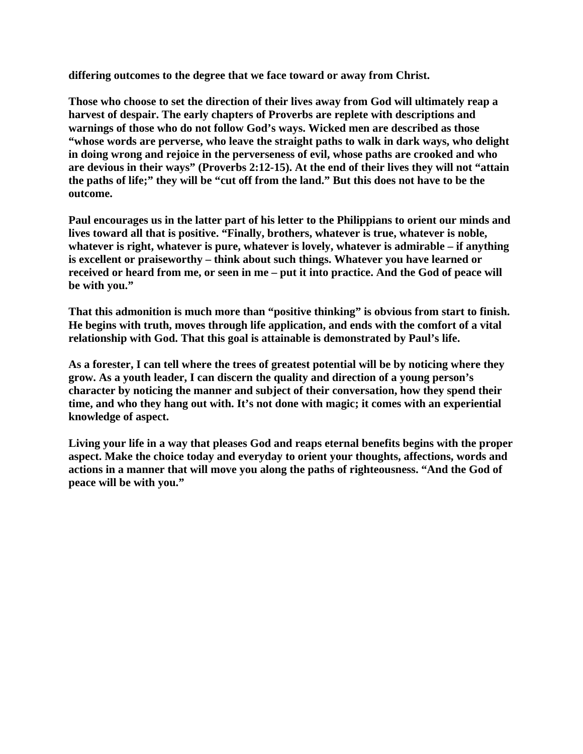**differing outcomes to the degree that we face toward or away from Christ.**

**Those who choose to set the direction of their lives away from God will ultimately reap a harvest of despair. The early chapters of Proverbs are replete with descriptions and warnings of those who do not follow God's ways. Wicked men are described as those "whose words are perverse, who leave the straight paths to walk in dark ways, who delight in doing wrong and rejoice in the perverseness of evil, whose paths are crooked and who are devious in their ways" (Proverbs 2:12-15). At the end of their lives they will not "attain the paths of life;" they will be "cut off from the land." But this does not have to be the outcome.**

**Paul encourages us in the latter part of his letter to the Philippians to orient our minds and lives toward all that is positive. "Finally, brothers, whatever is true, whatever is noble, whatever is right, whatever is pure, whatever is lovely, whatever is admirable – if anything is excellent or praiseworthy – think about such things. Whatever you have learned or received or heard from me, or seen in me – put it into practice. And the God of peace will be with you."**

**That this admonition is much more than "positive thinking" is obvious from start to finish. He begins with truth, moves through life application, and ends with the comfort of a vital relationship with God. That this goal is attainable is demonstrated by Paul's life.**

**As a forester, I can tell where the trees of greatest potential will be by noticing where they grow. As a youth leader, I can discern the quality and direction of a young person's character by noticing the manner and subject of their conversation, how they spend their time, and who they hang out with. It's not done with magic; it comes with an experiential knowledge of aspect.**

**Living your life in a way that pleases God and reaps eternal benefits begins with the proper aspect. Make the choice today and everyday to orient your thoughts, affections, words and actions in a manner that will move you along the paths of righteousness. "And the God of peace will be with you."**